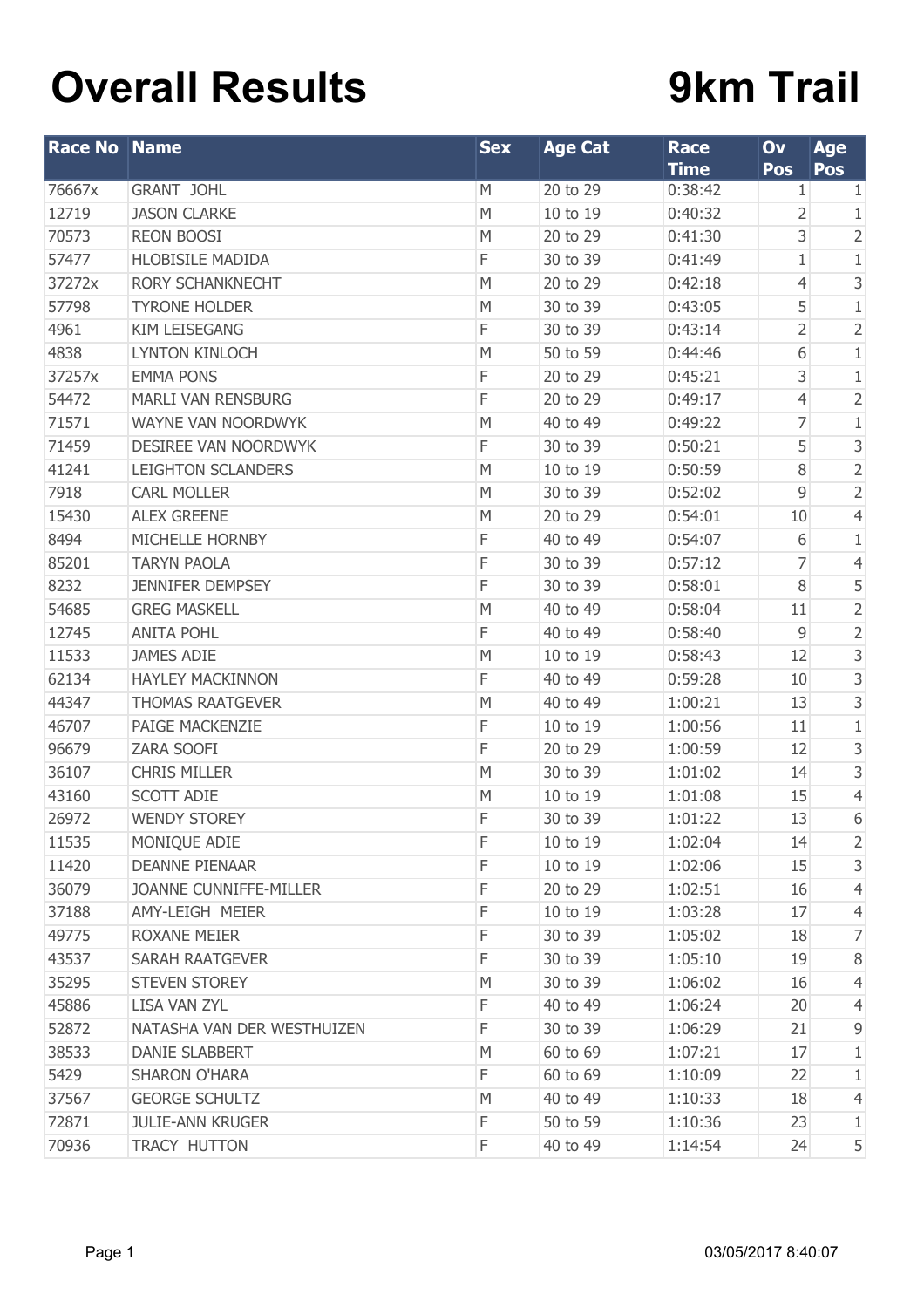# Overall Results

# 9km Trail

| Race No | Name | Sex | Age Cat | Race Time | Ov Pos | Age Pos |
|---|---|---|---|---|---|---|
| 76667x | GRANT JOHL | M | 20 to 29 | 0:38:42 | 1 | 1 |
| 12719 | JASON CLARKE | M | 10 to 19 | 0:40:32 | 2 | 1 |
| 70573 | REON BOOSI | M | 20 to 29 | 0:41:30 | 3 | 2 |
| 57477 | HLOBISILE MADIDA | F | 30 to 39 | 0:41:49 | 1 | 1 |
| 37272x | RORY SCHANKNECHT | M | 20 to 29 | 0:42:18 | 4 | 3 |
| 57798 | TYRONE HOLDER | M | 30 to 39 | 0:43:05 | 5 | 1 |
| 4961 | KIM LEISEGANG | F | 30 to 39 | 0:43:14 | 2 | 2 |
| 4838 | LYNTON KINLOCH | M | 50 to 59 | 0:44:46 | 6 | 1 |
| 37257x | EMMA PONS | F | 20 to 29 | 0:45:21 | 3 | 1 |
| 54472 | MARLI VAN RENSBURG | F | 20 to 29 | 0:49:17 | 4 | 2 |
| 71571 | WAYNE VAN NOORDWYK | M | 40 to 49 | 0:49:22 | 7 | 1 |
| 71459 | DESIREE VAN NOORDWYK | F | 30 to 39 | 0:50:21 | 5 | 3 |
| 41241 | LEIGHTON SCLANDERS | M | 10 to 19 | 0:50:59 | 8 | 2 |
| 7918 | CARL MOLLER | M | 30 to 39 | 0:52:02 | 9 | 2 |
| 15430 | ALEX GREENE | M | 20 to 29 | 0:54:01 | 10 | 4 |
| 8494 | MICHELLE HORNBY | F | 40 to 49 | 0:54:07 | 6 | 1 |
| 85201 | TARYN PAOLA | F | 30 to 39 | 0:57:12 | 7 | 4 |
| 8232 | JENNIFER DEMPSEY | F | 30 to 39 | 0:58:01 | 8 | 5 |
| 54685 | GREG MASKELL | M | 40 to 49 | 0:58:04 | 11 | 2 |
| 12745 | ANITA POHL | F | 40 to 49 | 0:58:40 | 9 | 2 |
| 11533 | JAMES ADIE | M | 10 to 19 | 0:58:43 | 12 | 3 |
| 62134 | HAYLEY MACKINNON | F | 40 to 49 | 0:59:28 | 10 | 3 |
| 44347 | THOMAS RAATGEVER | M | 40 to 49 | 1:00:21 | 13 | 3 |
| 46707 | PAIGE MACKENZIE | F | 10 to 19 | 1:00:56 | 11 | 1 |
| 96679 | ZARA SOOFI | F | 20 to 29 | 1:00:59 | 12 | 3 |
| 36107 | CHRIS MILLER | M | 30 to 39 | 1:01:02 | 14 | 3 |
| 43160 | SCOTT ADIE | M | 10 to 19 | 1:01:08 | 15 | 4 |
| 26972 | WENDY STOREY | F | 30 to 39 | 1:01:22 | 13 | 6 |
| 11535 | MONIQUE ADIE | F | 10 to 19 | 1:02:04 | 14 | 2 |
| 11420 | DEANNE PIENAAR | F | 10 to 19 | 1:02:06 | 15 | 3 |
| 36079 | JOANNE CUNNIFFE-MILLER | F | 20 to 29 | 1:02:51 | 16 | 4 |
| 37188 | AMY-LEIGH MEIER | F | 10 to 19 | 1:03:28 | 17 | 4 |
| 49775 | ROXANE MEIER | F | 30 to 39 | 1:05:02 | 18 | 7 |
| 43537 | SARAH RAATGEVER | F | 30 to 39 | 1:05:10 | 19 | 8 |
| 35295 | STEVEN STOREY | M | 30 to 39 | 1:06:02 | 16 | 4 |
| 45886 | LISA VAN ZYL | F | 40 to 49 | 1:06:24 | 20 | 4 |
| 52872 | NATASHA VAN DER WESTHUIZEN | F | 30 to 39 | 1:06:29 | 21 | 9 |
| 38533 | DANIE SLABBERT | M | 60 to 69 | 1:07:21 | 17 | 1 |
| 5429 | SHARON O'HARA | F | 60 to 69 | 1:10:09 | 22 | 1 |
| 37567 | GEORGE SCHULTZ | M | 40 to 49 | 1:10:33 | 18 | 4 |
| 72871 | JULIE-ANN KRUGER | F | 50 to 59 | 1:10:36 | 23 | 1 |
| 70936 | TRACY HUTTON | F | 40 to 49 | 1:14:54 | 24 | 5 |

03/05/2017 8:40:07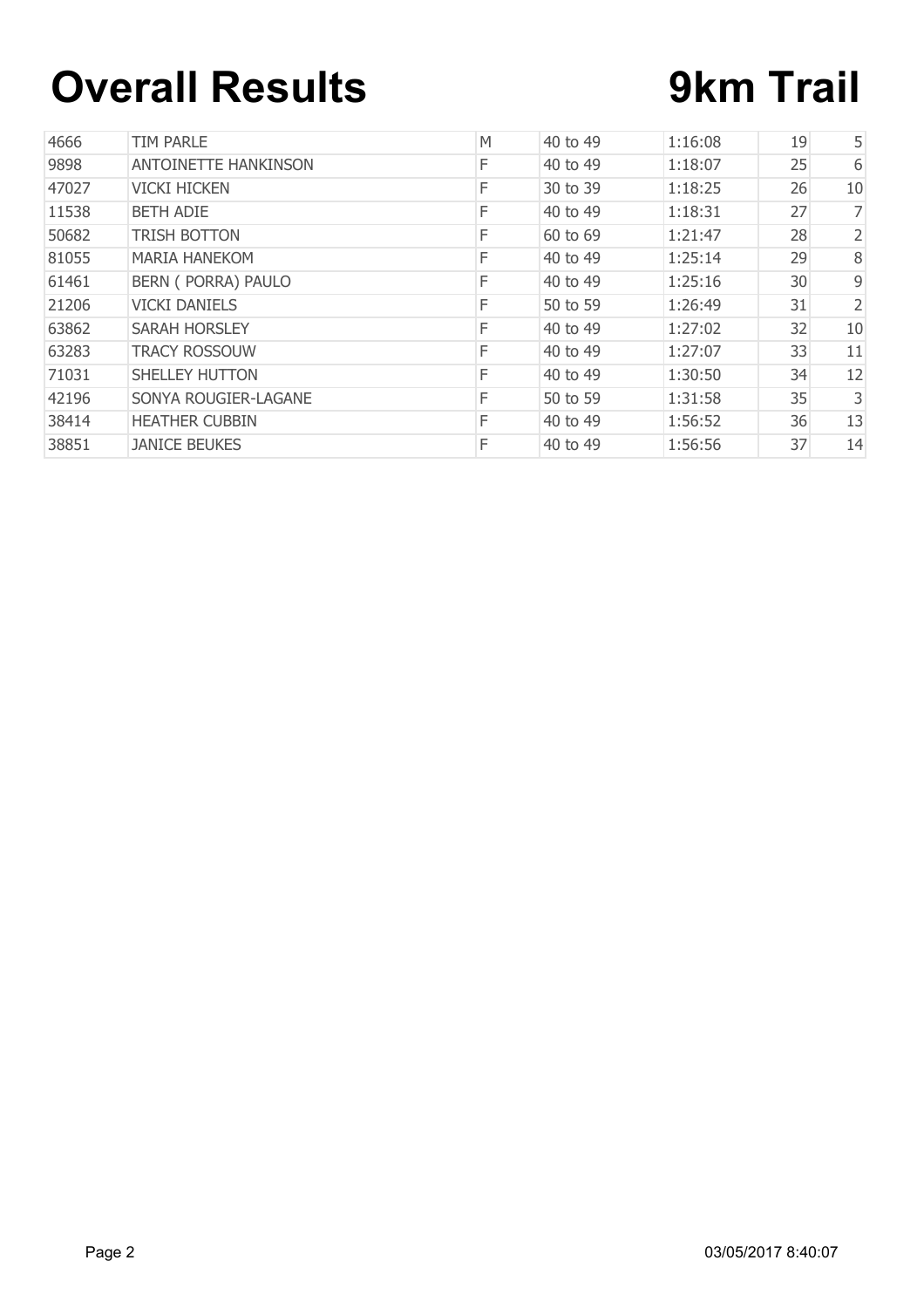# Overall Results

# 9km Trail

| | | | | | | |
|---|---|---|---|---|---|---|
| 4666 | TIM PARLE | M | 40 to 49 | 1:16:08 | 19 | 5 |
| 9898 | ANTOINETTE HANKINSON | F | 40 to 49 | 1:18:07 | 25 | 6 |
| 47027 | VICKI HICKEN | F | 30 to 39 | 1:18:25 | 26 | 10 |
| 11538 | BETH ADIE | F | 40 to 49 | 1:18:31 | 27 | 7 |
| 50682 | TRISH BOTTON | F | 60 to 69 | 1:21:47 | 28 | 2 |
| 81055 | MARIA HANEKOM | F | 40 to 49 | 1:25:14 | 29 | 8 |
| 61461 | BERN ( PORRA) PAULO | F | 40 to 49 | 1:25:16 | 30 | 9 |
| 21206 | VICKI DANIELS | F | 50 to 59 | 1:26:49 | 31 | 2 |
| 63862 | SARAH HORSLEY | F | 40 to 49 | 1:27:02 | 32 | 10 |
| 63283 | TRACY ROSSOUW | F | 40 to 49 | 1:27:07 | 33 | 11 |
| 71031 | SHELLEY HUTTON | F | 40 to 49 | 1:30:50 | 34 | 12 |
| 42196 | SONYA ROUGIER-LAGANE | F | 50 to 59 | 1:31:58 | 35 | 3 |
| 38414 | HEATHER CUBBIN | F | 40 to 49 | 1:56:52 | 36 | 13 |
| 38851 | JANICE BEUKES | F | 40 to 49 | 1:56:56 | 37 | 14 |

03/05/2017 8:40:07